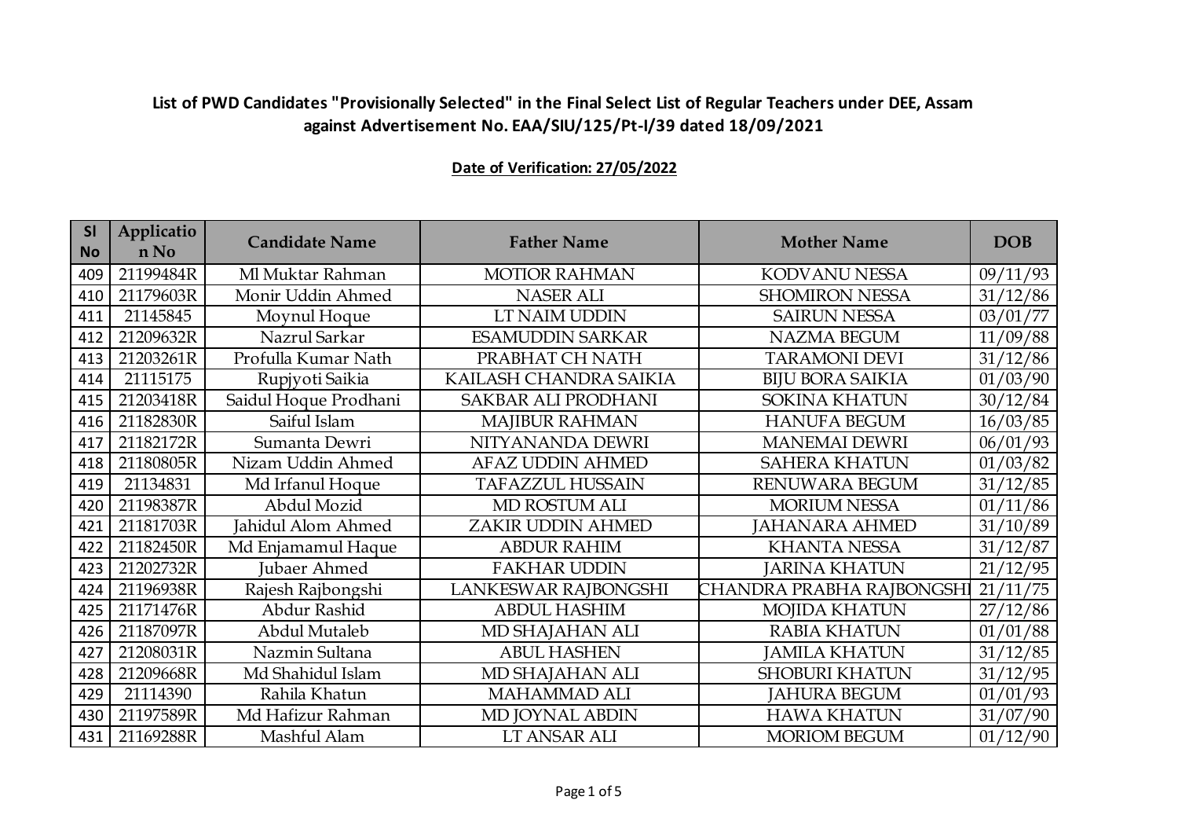## List of PWD Candidates "Provisionally Selected" in the Final Select List of Regular Teachers under DEE, Assam against Advertisement No. EAA/SIU/125/Pt-I/39 dated 18/09/2021

**Date of Verification: 27/05/2022**

| Sl No | Application No | Candidate Name | Father Name | Mother Name | DOB |
|---|---|---|---|---|---|
| 409 | 21199484R | Ml Muktar Rahman | MOTIOR RAHMAN | KODVANU NESSA | 09/11/93 |
| 410 | 21179603R | Monir Uddin Ahmed | NASER ALI | SHOMIRON NESSA | 31/12/86 |
| 411 | 21145845 | Moynul Hoque | LT NAIM UDDIN | SAIRUN NESSA | 03/01/77 |
| 412 | 21209632R | Nazrul Sarkar | ESAMUDDIN SARKAR | NAZMA BEGUM | 11/09/88 |
| 413 | 21203261R | Profulla Kumar Nath | PRABHAT CH NATH | TARAMONI DEVI | 31/12/86 |
| 414 | 21115175 | Rupjyoti Saikia | KAILASH CHANDRA SAIKIA | BIJU BORA SAIKIA | 01/03/90 |
| 415 | 21203418R | Saidul Hoque Prodhani | SAKBAR ALI PRODHANI | SOKINA KHATUN | 30/12/84 |
| 416 | 21182830R | Saiful Islam | MAJIBUR RAHMAN | HANUFA BEGUM | 16/03/85 |
| 417 | 21182172R | Sumanta Dewri | NITYANANDA DEWRI | MANEMAI DEWRI | 06/01/93 |
| 418 | 21180805R | Nizam Uddin Ahmed | AFAZ UDDIN AHMED | SAHERA KHATUN | 01/03/82 |
| 419 | 21134831 | Md Irfanul Hoque | TAFAZZUL HUSSAIN | RENUWARA BEGUM | 31/12/85 |
| 420 | 21198387R | Abdul Mozid | MD ROSTUM ALI | MORIUM NESSA | 01/11/86 |
| 421 | 21181703R | Jahidul Alom Ahmed | ZAKIR UDDIN AHMED | JAHANARA AHMED | 31/10/89 |
| 422 | 21182450R | Md Enjamamul Haque | ABDUR RAHIM | KHANTA NESSA | 31/12/87 |
| 423 | 21202732R | Jubaer Ahmed | FAKHAR UDDIN | JARINA KHATUN | 21/12/95 |
| 424 | 21196938R | Rajesh Rajbongshi | LANKESWAR RAJBONGSHI | CHANDRA PRABHA RAJBONGSHI | 21/11/75 |
| 425 | 21171476R | Abdur Rashid | ABDUL HASHIM | MOJIDA KHATUN | 27/12/86 |
| 426 | 21187097R | Abdul Mutaleb | MD SHAJAHAN ALI | RABIA KHATUN | 01/01/88 |
| 427 | 21208031R | Nazmin Sultana | ABUL HASHEN | JAMILA KHATUN | 31/12/85 |
| 428 | 21209668R | Md Shahidul Islam | MD SHAJAHAN ALI | SHOBURI KHATUN | 31/12/95 |
| 429 | 21114390 | Rahila Khatun | MAHAMMAD ALI | JAHURA BEGUM | 01/01/93 |
| 430 | 21197589R | Md Hafizur Rahman | MD JOYNAL ABDIN | HAWA KHATUN | 31/07/90 |
| 431 | 21169288R | Mashful Alam | LT ANSAR ALI | MORIOM BEGUM | 01/12/90 |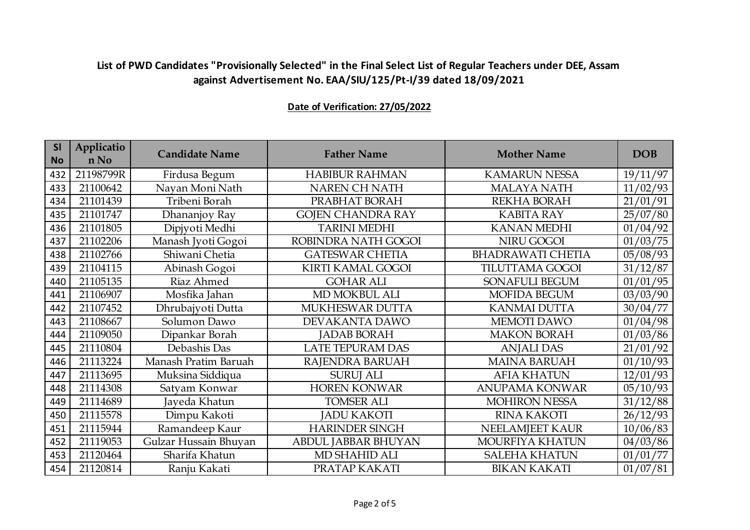**List of PWD Candidates "Provisionally Selected" in the Final Select List of Regular Teachers under DEE, Assam against Advertisement No. EAA/SIU/125/Pt-I/39 dated 18/09/2021**

**Date of Verification: 27/05/2022**

| Sl No | Application No | Candidate Name | Father Name | Mother Name | DOB |
|---|---|---|---|---|---|
| 432 | 21198799R | Firdusa Begum | HABIBUR RAHMAN | KAMARUN NESSA | 19/11/97 |
| 433 | 21100642 | Nayan Moni Nath | NAREN CH NATH | MALAYA NATH | 11/02/93 |
| 434 | 21101439 | Tribeni Borah | PRABHAT BORAH | REKHA BORAH | 21/01/91 |
| 435 | 21101747 | Dhananjoy Ray | GOJEN CHANDRA RAY | KABITA RAY | 25/07/80 |
| 436 | 21101805 | Dipjyoti Medhi | TARINI MEDHI | KANAN MEDHI | 01/04/92 |
| 437 | 21102206 | Manash Jyoti Gogoi | ROBINDRA NATH GOGOI | NIRU GOGOI | 01/03/75 |
| 438 | 21102766 | Shiwani Chetia | GATESWAR CHETIA | BHADRAWATI CHETIA | 05/08/93 |
| 439 | 21104115 | Abinash Gogoi | KIRTI KAMAL GOGOI | TILUTTAMA GOGOI | 31/12/87 |
| 440 | 21105135 | Riaz Ahmed | GOHAR ALI | SONAFULI BEGUM | 01/01/95 |
| 441 | 21106907 | Mosfika Jahan | MD MOKBUL ALI | MOFIDA BEGUM | 03/03/90 |
| 442 | 21107452 | Dhrubajyoti Dutta | MUKHESWAR DUTTA | KANMAI DUTTA | 30/04/77 |
| 443 | 21108667 | Solumon Dawo | DEVAKANTA DAWO | MEMOTI DAWO | 01/04/98 |
| 444 | 21109050 | Dipankar Borah | JADAB BORAH | MAKON BORAH | 01/03/86 |
| 445 | 21110804 | Debashis Das | LATE TEPURAM DAS | ANJALI DAS | 21/01/92 |
| 446 | 21113224 | Manash Pratim Baruah | RAJENDRA BARUAH | MAINA BARUAH | 01/10/93 |
| 447 | 21113695 | Muksina Siddiqua | SURUJ ALI | AFIA KHATUN | 12/01/93 |
| 448 | 21114308 | Satyam Konwar | HOREN KONWAR | ANUPAMA KONWAR | 05/10/93 |
| 449 | 21114689 | Jayeda Khatun | TOMSER ALI | MOHIRON NESSA | 31/12/88 |
| 450 | 21115578 | Dimpu Kakoti | JADU KAKOTI | RINA KAKOTI | 26/12/93 |
| 451 | 21115944 | Ramandeep Kaur | HARINDER SINGH | NEELAMJEET KAUR | 10/06/83 |
| 452 | 21119053 | Gulzar Hussain Bhuyan | ABDUL JABBAR BHUYAN | MOURFIYA KHATUN | 04/03/86 |
| 453 | 21120464 | Sharifa Khatun | MD SHAHID ALI | SALEHA KHATUN | 01/01/77 |
| 454 | 21120814 | Ranju Kakati | PRATAP KAKATI | BIKAN KAKATI | 01/07/81 |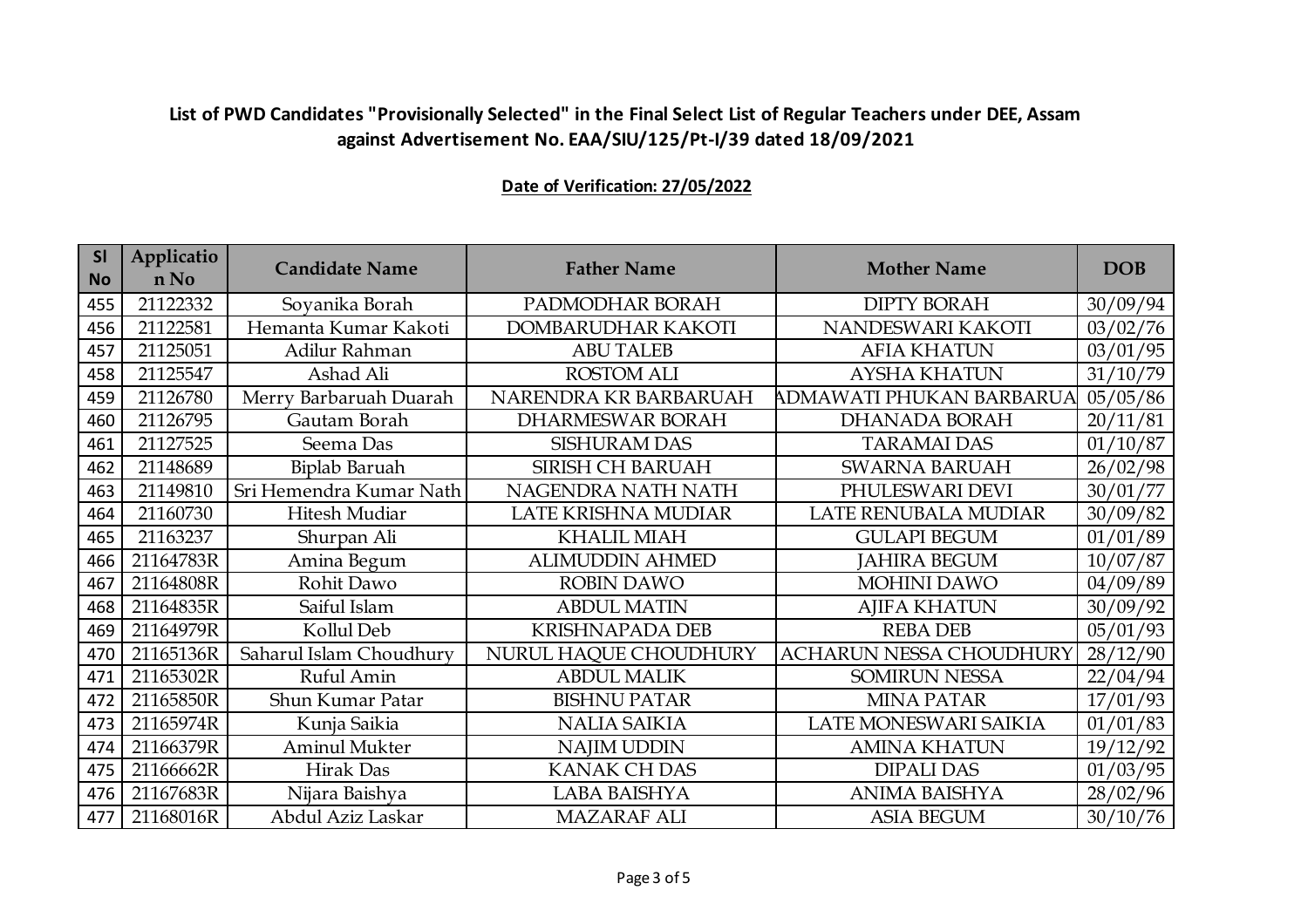**List of PWD Candidates "Provisionally Selected" in the Final Select List of Regular Teachers under DEE, Assam against Advertisement No. EAA/SIU/125/Pt-I/39 dated 18/09/2021**

**Date of Verification: 27/05/2022**

| Sl No | Application No | Candidate Name | Father Name | Mother Name | DOB |
|---|---|---|---|---|---|
| 455 | 21122332 | Soyanika Borah | PADMODHAR BORAH | DIPTY BORAH | 30/09/94 |
| 456 | 21122581 | Hemanta Kumar Kakoti | DOMBARUDHAR KAKOTI | NANDESWARI KAKOTI | 03/02/76 |
| 457 | 21125051 | Adilur Rahman | ABU TALEB | AFIA KHATUN | 03/01/95 |
| 458 | 21125547 | Ashad Ali | ROSTOM ALI | AYSHA KHATUN | 31/10/79 |
| 459 | 21126780 | Merry Barbaruah Duarah | NARENDRA KR BARBARUAH | ADMAWATI PHUKAN BARBARUA | 05/05/86 |
| 460 | 21126795 | Gautam Borah | DHARMESWAR BORAH | DHANADA BORAH | 20/11/81 |
| 461 | 21127525 | Seema Das | SISHURAM DAS | TARAMAI DAS | 01/10/87 |
| 462 | 21148689 | Biplab Baruah | SIRISH CH BARUAH | SWARNA BARUAH | 26/02/98 |
| 463 | 21149810 | Sri Hemendra Kumar Nath | NAGENDRA NATH NATH | PHULESWARI DEVI | 30/01/77 |
| 464 | 21160730 | Hitesh Mudiar | LATE KRISHNA MUDIAR | LATE RENUBALA MUDIAR | 30/09/82 |
| 465 | 21163237 | Shurpan Ali | KHALIL MIAH | GULAPI BEGUM | 01/01/89 |
| 466 | 21164783R | Amina Begum | ALIMUDDIN AHMED | JAHIRA BEGUM | 10/07/87 |
| 467 | 21164808R | Rohit Dawo | ROBIN DAWO | MOHINI DAWO | 04/09/89 |
| 468 | 21164835R | Saiful Islam | ABDUL MATIN | AJIFA KHATUN | 30/09/92 |
| 469 | 21164979R | Kollul Deb | KRISHNAPADA DEB | REBA DEB | 05/01/93 |
| 470 | 21165136R | Saharul Islam Choudhury | NURUL HAQUE CHOUDHURY | ACHARUN NESSA CHOUDHURY | 28/12/90 |
| 471 | 21165302R | Ruful Amin | ABDUL MALIK | SOMIRUN NESSA | 22/04/94 |
| 472 | 21165850R | Shun Kumar Patar | BISHNU PATAR | MINA PATAR | 17/01/93 |
| 473 | 21165974R | Kunja Saikia | NALIA SAIKIA | LATE MONESWARI SAIKIA | 01/01/83 |
| 474 | 21166379R | Aminul Mukter | NAJIM UDDIN | AMINA KHATUN | 19/12/92 |
| 475 | 21166662R | Hirak Das | KANAK CH DAS | DIPALI DAS | 01/03/95 |
| 476 | 21167683R | Nijara Baishya | LABA BAISHYA | ANIMA BAISHYA | 28/02/96 |
| 477 | 21168016R | Abdul Aziz Laskar | MAZARAF ALI | ASIA BEGUM | 30/10/76 |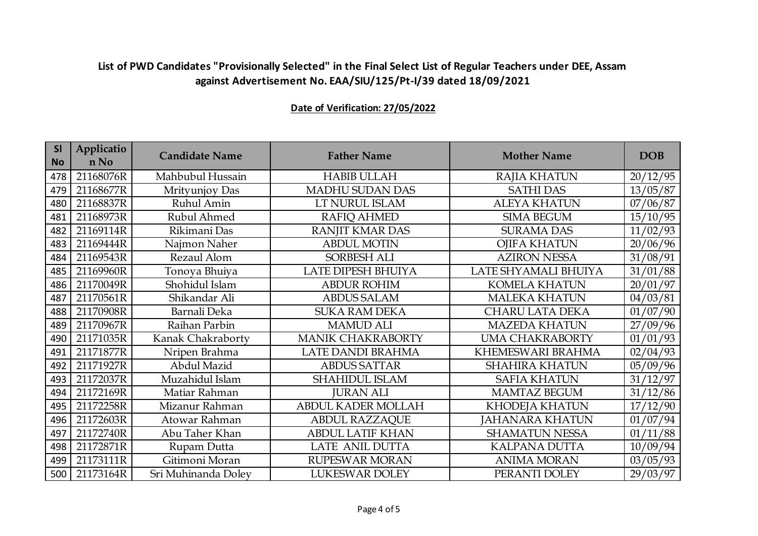## List of PWD Candidates "Provisionally Selected" in the Final Select List of Regular Teachers under DEE, Assam against Advertisement No. EAA/SIU/125/Pt-I/39 dated 18/09/2021

**Date of Verification: 27/05/2022**

| Sl No | Application No | Candidate Name | Father Name | Mother Name | DOB |
|---|---|---|---|---|---|
| 478 | 21168076R | Mahbubul Hussain | HABIB ULLAH | RAJIA KHATUN | 20/12/95 |
| 479 | 21168677R | Mrityunjoy Das | MADHU SUDAN DAS | SATHI DAS | 13/05/87 |
| 480 | 21168837R | Ruhul Amin | LT NURUL ISLAM | ALEYA KHATUN | 07/06/87 |
| 481 | 21168973R | Rubul Ahmed | RAFIQ AHMED | SIMA BEGUM | 15/10/95 |
| 482 | 21169114R | Rikimani Das | RANJIT KMAR DAS | SURAMA DAS | 11/02/93 |
| 483 | 21169444R | Najmon Naher | ABDUL MOTIN | OJIFA KHATUN | 20/06/96 |
| 484 | 21169543R | Rezaul Alom | SORBESH ALI | AZIRON NESSA | 31/08/91 |
| 485 | 21169960R | Tonoya Bhuiya | LATE DIPESH BHUIYA | LATE SHYAMALI BHUIYA | 31/01/88 |
| 486 | 21170049R | Shohidul Islam | ABDUR ROHIM | KOMELA KHATUN | 20/01/97 |
| 487 | 21170561R | Shikandar Ali | ABDUS SALAM | MALEKA KHATUN | 04/03/81 |
| 488 | 21170908R | Barnali Deka | SUKA RAM DEKA | CHARU LATA DEKA | 01/07/90 |
| 489 | 21170967R | Raihan Parbin | MAMUD ALI | MAZEDA KHATUN | 27/09/96 |
| 490 | 21171035R | Kanak Chakraborty | MANIK CHAKRABORTY | UMA CHAKRABORTY | 01/01/93 |
| 491 | 21171877R | Nripen Brahma | LATE DANDI BRAHMA | KHEMESWARI BRAHMA | 02/04/93 |
| 492 | 21171927R | Abdul Mazid | ABDUS SATTAR | SHAHIRA KHATUN | 05/09/96 |
| 493 | 21172037R | Muzahidul Islam | SHAHIDUL ISLAM | SAFIA KHATUN | 31/12/97 |
| 494 | 21172169R | Matiar Rahman | JURAN ALI | MAMTAZ BEGUM | 31/12/86 |
| 495 | 21172258R | Mizanur Rahman | ABDUL KADER MOLLAH | KHODEJA KHATUN | 17/12/90 |
| 496 | 21172603R | Atowar Rahman | ABDUL RAZZAQUE | JAHANARA KHATUN | 01/07/94 |
| 497 | 21172740R | Abu Taher Khan | ABDUL LATIF KHAN | SHAMATUN NESSA | 01/11/88 |
| 498 | 21172871R | Rupam Dutta | LATE ANIL DUTTA | KALPANA DUTTA | 10/09/94 |
| 499 | 21173111R | Gitimoni Moran | RUPESWAR MORAN | ANIMA MORAN | 03/05/93 |
| 500 | 21173164R | Sri Muhinanda Doley | LUKESWAR DOLEY | PERANTI DOLEY | 29/03/97 |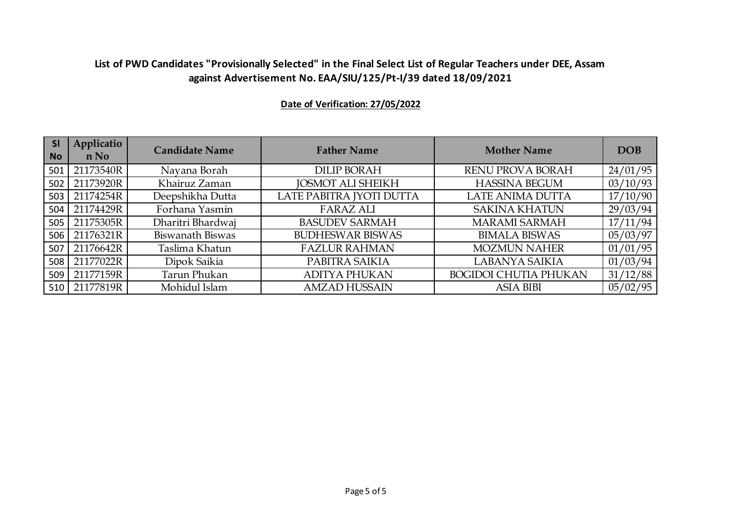## List of PWD Candidates "Provisionally Selected" in the Final Select List of Regular Teachers under DEE, Assam against Advertisement No. EAA/SIU/125/Pt-I/39 dated 18/09/2021

**Date of Verification: 27/05/2022**

| Sl No | Application No | Candidate Name | Father Name | Mother Name | DOB |
|---|---|---|---|---|---|
| 501 | 21173540R | Nayana Borah | DILIP BORAH | RENU PROVA BORAH | 24/01/95 |
| 502 | 21173920R | Khairuz Zaman | JOSMOT ALI SHEIKH | HASSINA BEGUM | 03/10/93 |
| 503 | 21174254R | Deepshikha Dutta | LATE PABITRA JYOTI DUTTA | LATE ANIMA DUTTA | 17/10/90 |
| 504 | 21174429R | Forhana Yasmin | FARAZ ALI | SAKINA KHATUN | 29/03/94 |
| 505 | 21175305R | Dharitri Bhardwaj | BASUDEV SARMAH | MARAMI SARMAH | 17/11/94 |
| 506 | 21176321R | Biswanath Biswas | BUDHESWAR BISWAS | BIMALA BISWAS | 05/03/97 |
| 507 | 21176642R | Taslima Khatun | FAZLUR RAHMAN | MOZMUN NAHER | 01/01/95 |
| 508 | 21177022R | Dipok Saikia | PABITRA SAIKIA | LABANYA SAIKIA | 01/03/94 |
| 509 | 21177159R | Tarun Phukan | ADITYA PHUKAN | BOGIDOI CHUTIA PHUKAN | 31/12/88 |
| 510 | 21177819R | Mohidul Islam | AMZAD HUSSAIN | ASIA BIBI | 05/02/95 |